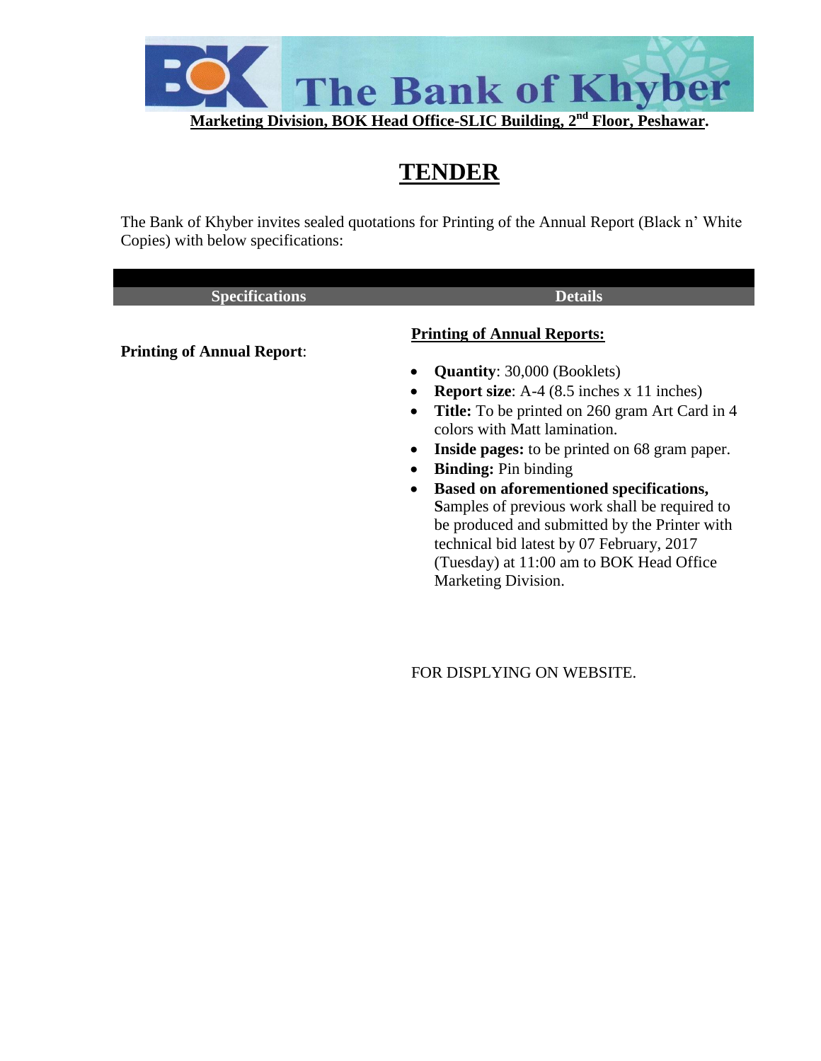The Bank of Khyber

**Marketing Division, BOK Head Office-SLIC Building, 2nd Floor, Peshawar.**

# TENDER

The Bank of Khyber invites sealed quotations for Printing of the Annual Report (Black n' White Copies) with below specifications:

| Specifications | Details |
|---|---|
| **Printing of Annual Report**: | **Printing of Annual Reports:**<br><br>• **Quantity**: 30,000 (Booklets)<br>• **Report size**: A-4 (8.5 inches x 11 inches)<br>• **Title:** To be printed on 260 gram Art Card in 4 colors with Matt lamination.<br>• **Inside pages:** to be printed on 68 gram paper.<br>• **Binding:** Pin binding<br>• **Based on aforementioned specifications, S**amples of previous work shall be required to be produced and submitted by the Printer with technical bid latest by 07 February, 2017 (Tuesday) at 11:00 am to BOK Head Office Marketing Division. |

FOR DISPLYING ON WEBSITE.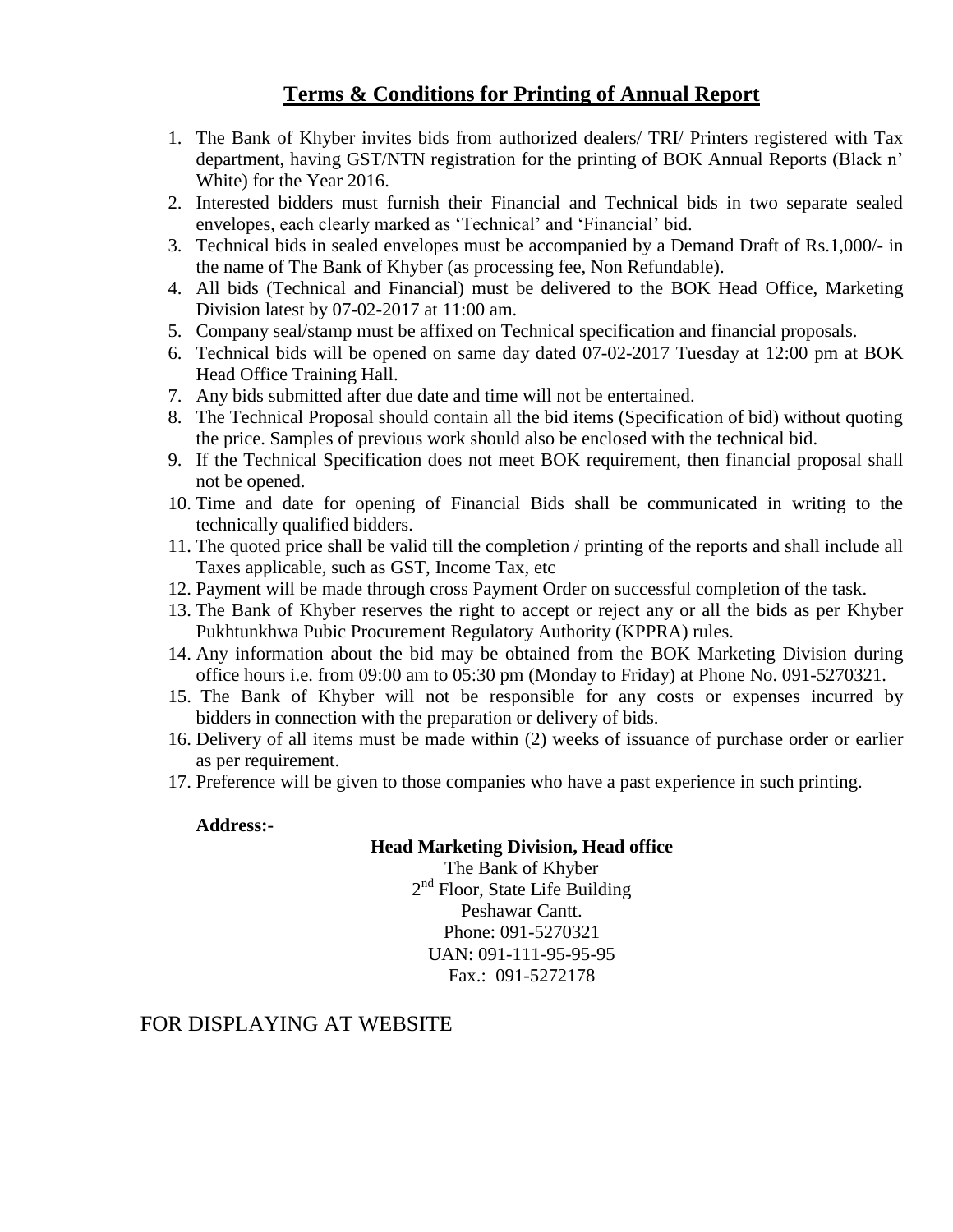# **Terms & Conditions for Printing of Annual Report**

1. The Bank of Khyber invites bids from authorized dealers/ TRI/ Printers registered with Tax department, having GST/NTN registration for the printing of BOK Annual Reports (Black n' White) for the Year 2016.
2. Interested bidders must furnish their Financial and Technical bids in two separate sealed envelopes, each clearly marked as 'Technical' and 'Financial' bid.
3. Technical bids in sealed envelopes must be accompanied by a Demand Draft of Rs.1,000/- in the name of The Bank of Khyber (as processing fee, Non Refundable).
4. All bids (Technical and Financial) must be delivered to the BOK Head Office, Marketing Division latest by 07-02-2017 at 11:00 am.
5. Company seal/stamp must be affixed on Technical specification and financial proposals.
6. Technical bids will be opened on same day dated 07-02-2017 Tuesday at 12:00 pm at BOK Head Office Training Hall.
7. Any bids submitted after due date and time will not be entertained.
8. The Technical Proposal should contain all the bid items (Specification of bid) without quoting the price. Samples of previous work should also be enclosed with the technical bid.
9. If the Technical Specification does not meet BOK requirement, then financial proposal shall not be opened.
10. Time and date for opening of Financial Bids shall be communicated in writing to the technically qualified bidders.
11. The quoted price shall be valid till the completion / printing of the reports and shall include all Taxes applicable, such as GST, Income Tax, etc
12. Payment will be made through cross Payment Order on successful completion of the task.
13. The Bank of Khyber reserves the right to accept or reject any or all the bids as per Khyber Pukhtunkhwa Pubic Procurement Regulatory Authority (KPPRA) rules.
14. Any information about the bid may be obtained from the BOK Marketing Division during office hours i.e. from 09:00 am to 05:30 pm (Monday to Friday) at Phone No. 091-5270321.
15. The Bank of Khyber will not be responsible for any costs or expenses incurred by bidders in connection with the preparation or delivery of bids.
16. Delivery of all items must be made within (2) weeks of issuance of purchase order or earlier as per requirement.
17. Preference will be given to those companies who have a past experience in such printing.

**Address:-**

**Head Marketing Division, Head office**
The Bank of Khyber
2nd Floor, State Life Building
Peshawar Cantt.
Phone: 091-5270321
UAN: 091-111-95-95-95
Fax.: 091-5272178

FOR DISPLAYING AT WEBSITE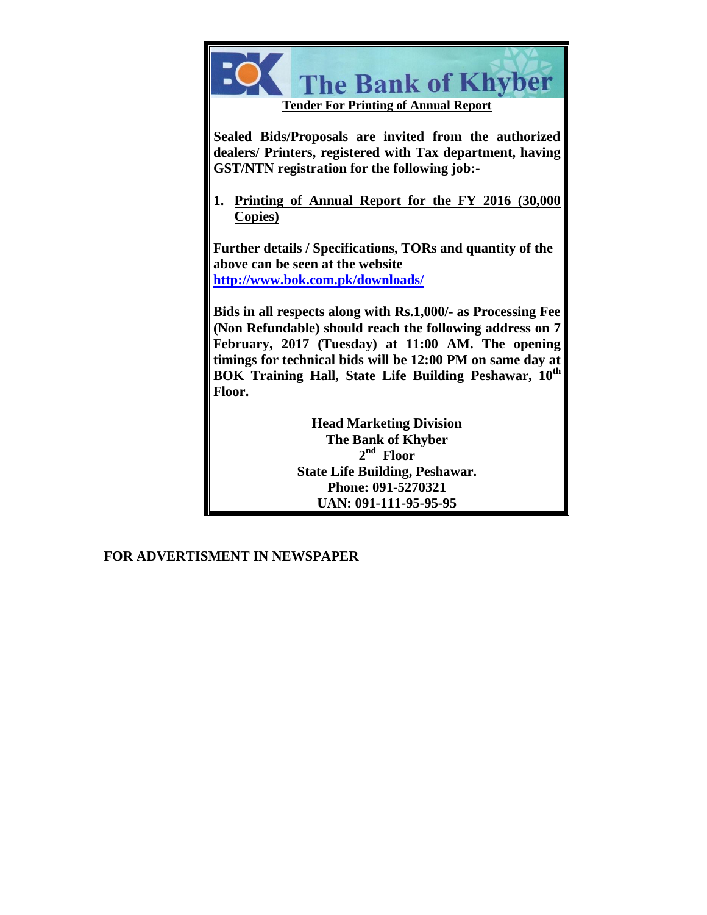# The Bank of Khyber

**Tender For Printing of Annual Report**

**Sealed Bids/Proposals are invited from the authorized dealers/ Printers, registered with Tax department, having GST/NTN registration for the following job:-**

1. **Printing of Annual Report for the FY 2016 (30,000 Copies)**

**Further details / Specifications, TORs and quantity of the above can be seen at the website http://www.bok.com.pk/downloads/**

**Bids in all respects along with Rs.1,000/- as Processing Fee (Non Refundable) should reach the following address on 7 February, 2017 (Tuesday) at 11:00 AM. The opening timings for technical bids will be 12:00 PM on same day at BOK Training Hall, State Life Building Peshawar, 10th Floor.**

**Head Marketing Division**
**The Bank of Khyber**
**2nd Floor**
**State Life Building, Peshawar.**
**Phone: 091-5270321**
**UAN: 091-111-95-95-95**

**FOR ADVERTISMENT IN NEWSPAPER**